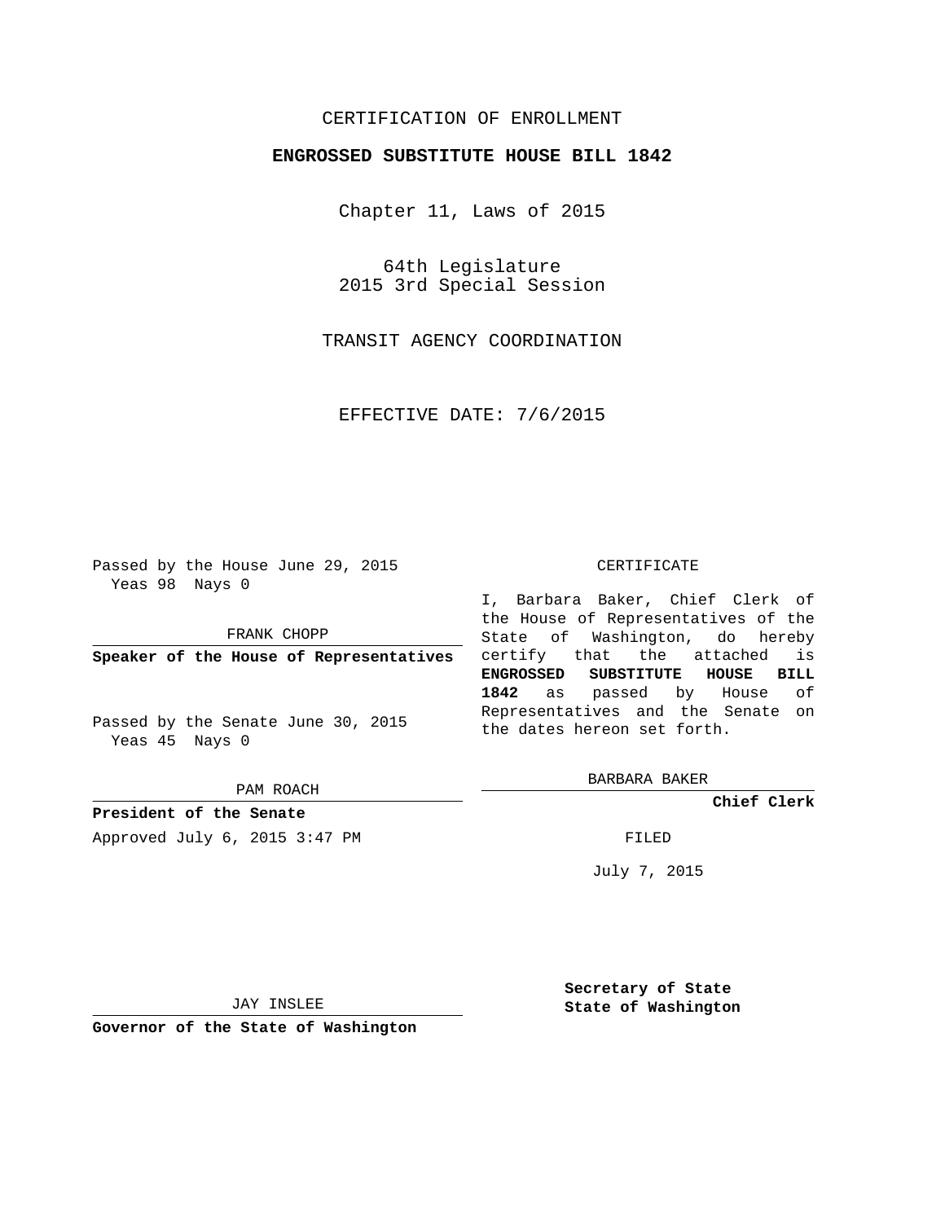CERTIFICATION OF ENROLLMENT

# ENGROSSED SUBSTITUTE HOUSE BILL 1842

Chapter 11, Laws of 2015

64th Legislature
2015 3rd Special Session

TRANSIT AGENCY COORDINATION

EFFECTIVE DATE: 7/6/2015

Passed by the House June 29, 2015
Yeas 98 Nays 0

FRANK CHOPP

**Speaker of the House of Representatives**

Passed by the Senate June 30, 2015
Yeas 45 Nays 0

PAM ROACH

**President of the Senate**

Approved July 6, 2015 3:47 PM

JAY INSLEE

**Governor of the State of Washington**

CERTIFICATE

I, Barbara Baker, Chief Clerk of the House of Representatives of the State of Washington, do hereby certify that the attached is **ENGROSSED SUBSTITUTE HOUSE BILL 1842** as passed by House of Representatives and the Senate on the dates hereon set forth.

BARBARA BAKER

**Chief Clerk**

FILED

July 7, 2015

**Secretary of State**
**State of Washington**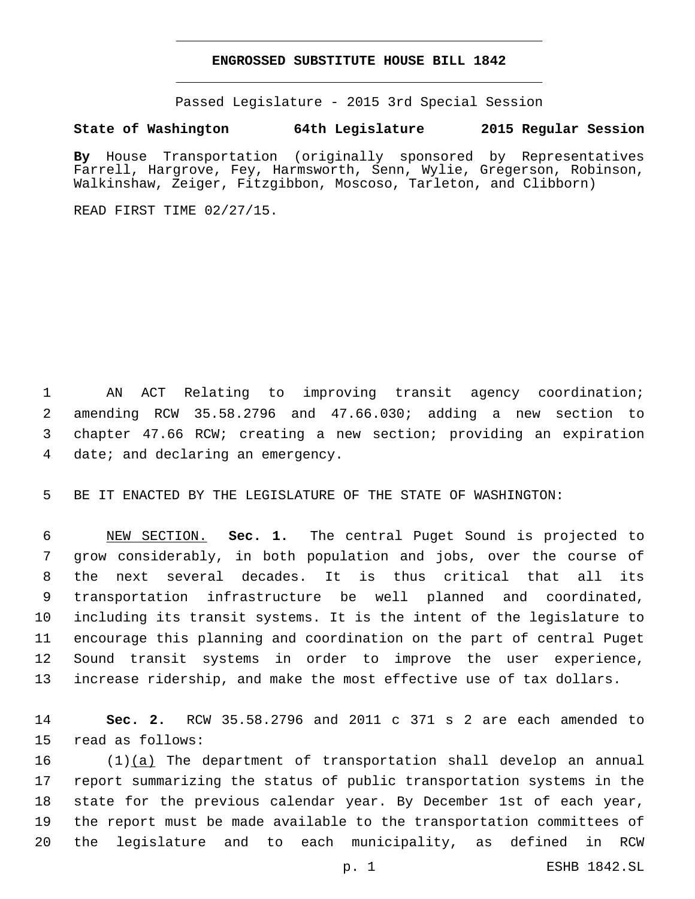# ENGROSSED SUBSTITUTE HOUSE BILL 1842

Passed Legislature - 2015 3rd Special Session

**State of Washington 64th Legislature 2015 Regular Session**

**By** House Transportation (originally sponsored by Representatives Farrell, Hargrove, Fey, Harmsworth, Senn, Wylie, Gregerson, Robinson, Walkinshaw, Zeiger, Fitzgibbon, Moscoso, Tarleton, and Clibborn)

READ FIRST TIME 02/27/15.

AN ACT Relating to improving transit agency coordination; amending RCW 35.58.2796 and 47.66.030; adding a new section to chapter 47.66 RCW; creating a new section; providing an expiration date; and declaring an emergency.

BE IT ENACTED BY THE LEGISLATURE OF THE STATE OF WASHINGTON:

NEW SECTION. **Sec. 1.** The central Puget Sound is projected to grow considerably, in both population and jobs, over the course of the next several decades. It is thus critical that all its transportation infrastructure be well planned and coordinated, including its transit systems. It is the intent of the legislature to encourage this planning and coordination on the part of central Puget Sound transit systems in order to improve the user experience, increase ridership, and make the most effective use of tax dollars.

**Sec. 2.** RCW 35.58.2796 and 2011 c 371 s 2 are each amended to read as follows:

(1)(a) The department of transportation shall develop an annual report summarizing the status of public transportation systems in the state for the previous calendar year. By December 1st of each year, the report must be made available to the transportation committees of the legislature and to each municipality, as defined in RCW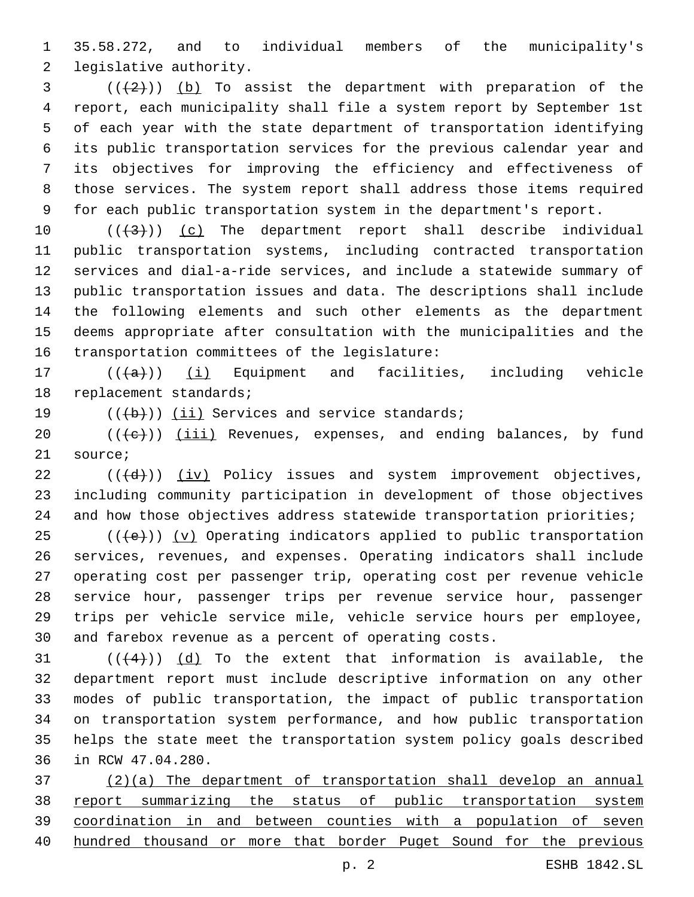35.58.272, and to individual members of the municipality's legislative authority.

((~~(2)~~)) <u>(b)</u> To assist the department with preparation of the report, each municipality shall file a system report by September 1st of each year with the state department of transportation identifying its public transportation services for the previous calendar year and its objectives for improving the efficiency and effectiveness of those services. The system report shall address those items required for each public transportation system in the department's report.

((~~(3)~~)) <u>(c)</u> The department report shall describe individual public transportation systems, including contracted transportation services and dial-a-ride services, and include a statewide summary of public transportation issues and data. The descriptions shall include the following elements and such other elements as the department deems appropriate after consultation with the municipalities and the transportation committees of the legislature:

((~~(a)~~)) <u>(i)</u> Equipment and facilities, including vehicle replacement standards;

((~~(b)~~)) <u>(ii)</u> Services and service standards;

((~~(c)~~)) <u>(iii)</u> Revenues, expenses, and ending balances, by fund source;

((~~(d)~~)) <u>(iv)</u> Policy issues and system improvement objectives, including community participation in development of those objectives and how those objectives address statewide transportation priorities;

((~~(e)~~)) <u>(v)</u> Operating indicators applied to public transportation services, revenues, and expenses. Operating indicators shall include operating cost per passenger trip, operating cost per revenue vehicle service hour, passenger trips per revenue service hour, passenger trips per vehicle service mile, vehicle service hours per employee, and farebox revenue as a percent of operating costs.

((~~(4)~~)) <u>(d)</u> To the extent that information is available, the department report must include descriptive information on any other modes of public transportation, the impact of public transportation on transportation system performance, and how public transportation helps the state meet the transportation system policy goals described in RCW 47.04.280.

<u>(2)(a) The department of transportation shall develop an annual report summarizing the status of public transportation system coordination in and between counties with a population of seven hundred thousand or more that border Puget Sound for the previous</u>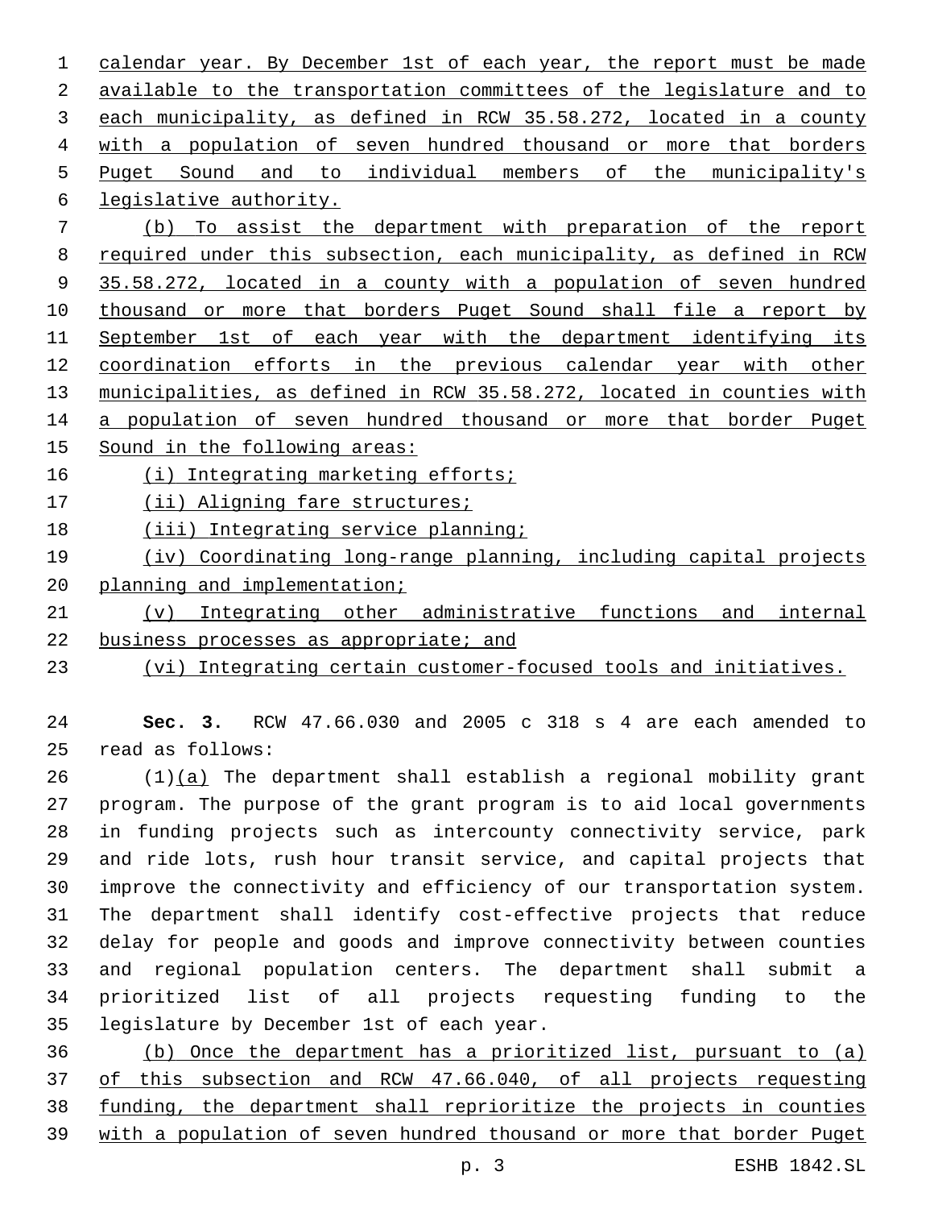calendar year. By December 1st of each year, the report must be made available to the transportation committees of the legislature and to each municipality, as defined in RCW 35.58.272, located in a county with a population of seven hundred thousand or more that borders Puget Sound and to individual members of the municipality's legislative authority.

(b) To assist the department with preparation of the report required under this subsection, each municipality, as defined in RCW 35.58.272, located in a county with a population of seven hundred thousand or more that borders Puget Sound shall file a report by September 1st of each year with the department identifying its coordination efforts in the previous calendar year with other municipalities, as defined in RCW 35.58.272, located in counties with a population of seven hundred thousand or more that border Puget Sound in the following areas:

(i) Integrating marketing efforts;

(ii) Aligning fare structures;

(iii) Integrating service planning;

(iv) Coordinating long-range planning, including capital projects planning and implementation;

(v) Integrating other administrative functions and internal business processes as appropriate; and

(vi) Integrating certain customer-focused tools and initiatives.

**Sec. 3.** RCW 47.66.030 and 2005 c 318 s 4 are each amended to read as follows:

(1)(a) The department shall establish a regional mobility grant program. The purpose of the grant program is to aid local governments in funding projects such as intercounty connectivity service, park and ride lots, rush hour transit service, and capital projects that improve the connectivity and efficiency of our transportation system. The department shall identify cost-effective projects that reduce delay for people and goods and improve connectivity between counties and regional population centers. The department shall submit a prioritized list of all projects requesting funding to the legislature by December 1st of each year.

(b) Once the department has a prioritized list, pursuant to (a) of this subsection and RCW 47.66.040, of all projects requesting funding, the department shall reprioritize the projects in counties with a population of seven hundred thousand or more that border Puget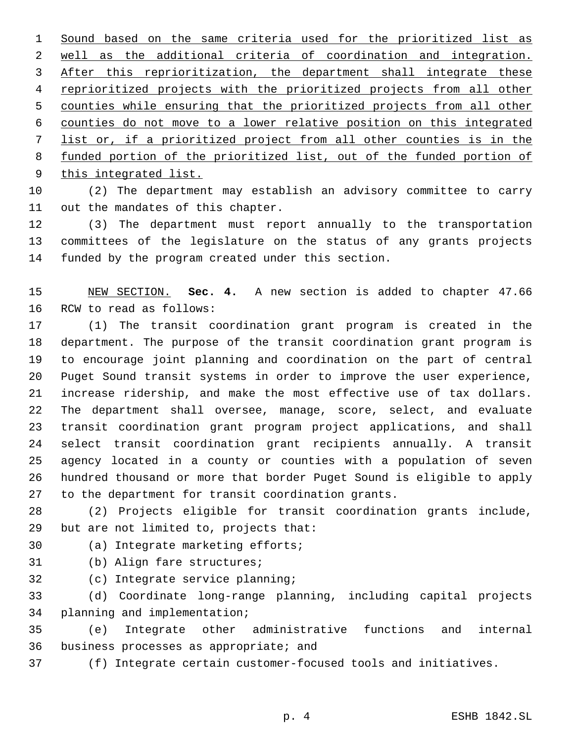Sound based on the same criteria used for the prioritized list as well as the additional criteria of coordination and integration. After this reprioritization, the department shall integrate these reprioritized projects with the prioritized projects from all other counties while ensuring that the prioritized projects from all other counties do not move to a lower relative position on this integrated list or, if a prioritized project from all other counties is in the funded portion of the prioritized list, out of the funded portion of this integrated list.

(2) The department may establish an advisory committee to carry out the mandates of this chapter.

(3) The department must report annually to the transportation committees of the legislature on the status of any grants projects funded by the program created under this section.

NEW SECTION. **Sec. 4.** A new section is added to chapter 47.66 RCW to read as follows:

(1) The transit coordination grant program is created in the department. The purpose of the transit coordination grant program is to encourage joint planning and coordination on the part of central Puget Sound transit systems in order to improve the user experience, increase ridership, and make the most effective use of tax dollars. The department shall oversee, manage, score, select, and evaluate transit coordination grant program project applications, and shall select transit coordination grant recipients annually. A transit agency located in a county or counties with a population of seven hundred thousand or more that border Puget Sound is eligible to apply to the department for transit coordination grants.

(2) Projects eligible for transit coordination grants include, but are not limited to, projects that:

(a) Integrate marketing efforts;

(b) Align fare structures;

(c) Integrate service planning;

(d) Coordinate long-range planning, including capital projects planning and implementation;

(e) Integrate other administrative functions and internal business processes as appropriate; and

(f) Integrate certain customer-focused tools and initiatives.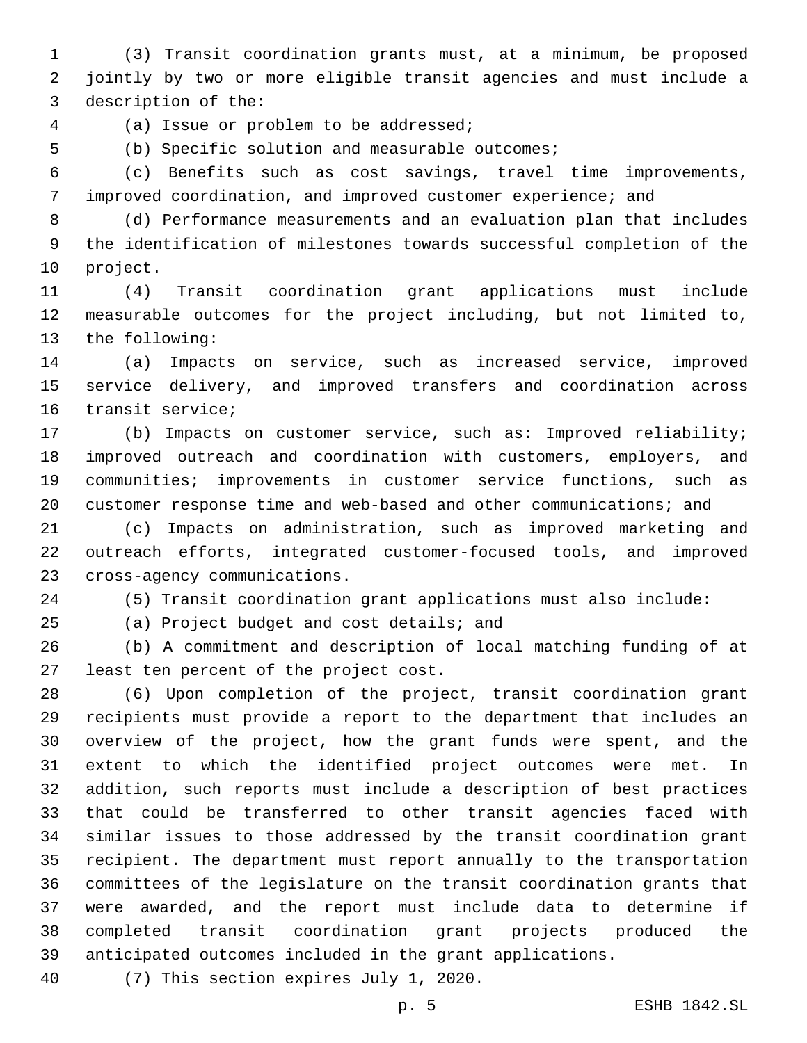(3) Transit coordination grants must, at a minimum, be proposed jointly by two or more eligible transit agencies and must include a description of the:

(a) Issue or problem to be addressed;

(b) Specific solution and measurable outcomes;

(c) Benefits such as cost savings, travel time improvements, improved coordination, and improved customer experience; and

(d) Performance measurements and an evaluation plan that includes the identification of milestones towards successful completion of the project.

(4) Transit coordination grant applications must include measurable outcomes for the project including, but not limited to, the following:

(a) Impacts on service, such as increased service, improved service delivery, and improved transfers and coordination across transit service;

(b) Impacts on customer service, such as: Improved reliability; improved outreach and coordination with customers, employers, and communities; improvements in customer service functions, such as customer response time and web-based and other communications; and

(c) Impacts on administration, such as improved marketing and outreach efforts, integrated customer-focused tools, and improved cross-agency communications.

(5) Transit coordination grant applications must also include:

(a) Project budget and cost details; and

(b) A commitment and description of local matching funding of at least ten percent of the project cost.

(6) Upon completion of the project, transit coordination grant recipients must provide a report to the department that includes an overview of the project, how the grant funds were spent, and the extent to which the identified project outcomes were met. In addition, such reports must include a description of best practices that could be transferred to other transit agencies faced with similar issues to those addressed by the transit coordination grant recipient. The department must report annually to the transportation committees of the legislature on the transit coordination grants that were awarded, and the report must include data to determine if completed transit coordination grant projects produced the anticipated outcomes included in the grant applications.

(7) This section expires July 1, 2020.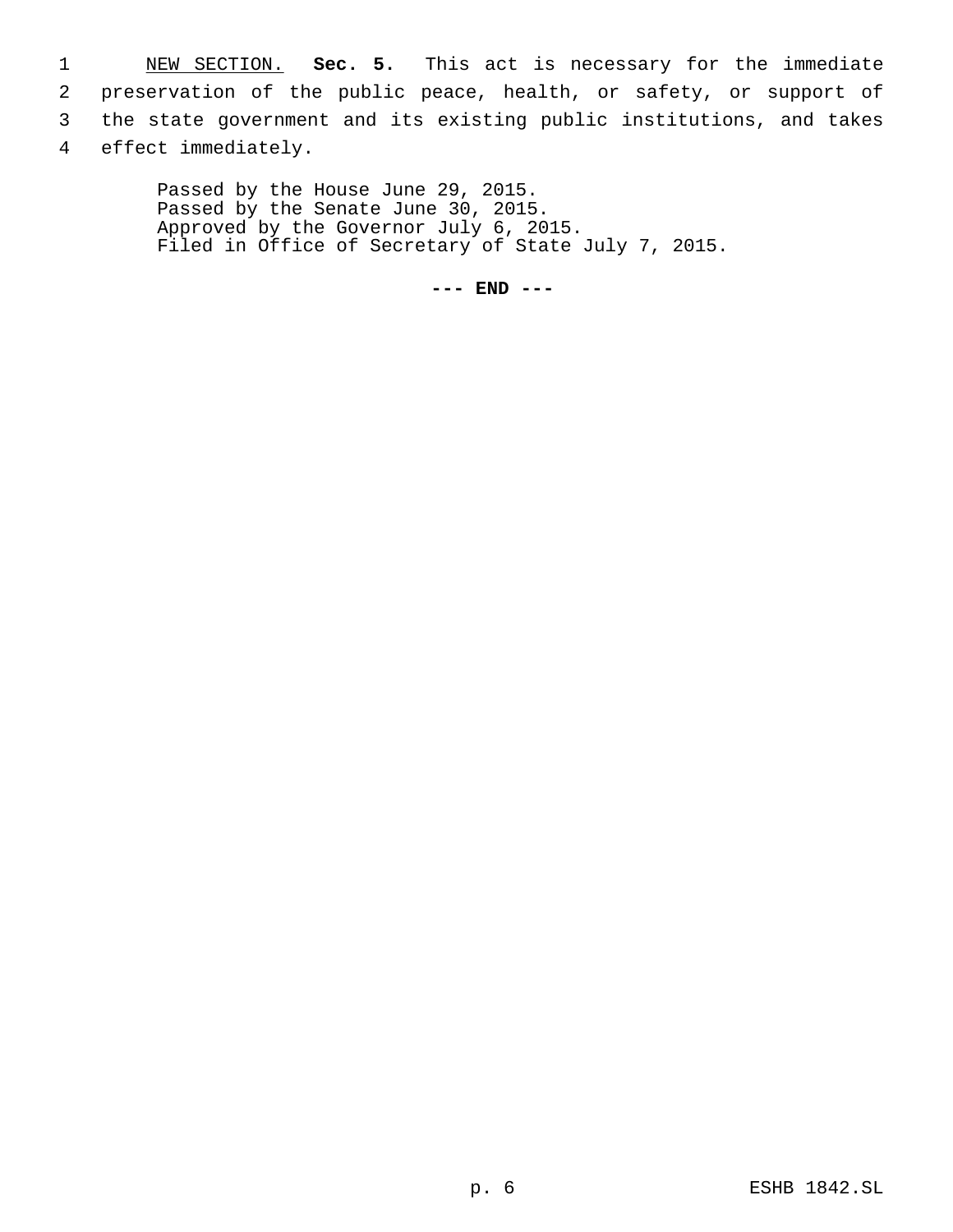NEW SECTION. **Sec. 5.** This act is necessary for the immediate preservation of the public peace, health, or safety, or support of the state government and its existing public institutions, and takes effect immediately.

Passed by the House June 29, 2015.
Passed by the Senate June 30, 2015.
Approved by the Governor July 6, 2015.
Filed in Office of Secretary of State July 7, 2015.

**--- END ---**